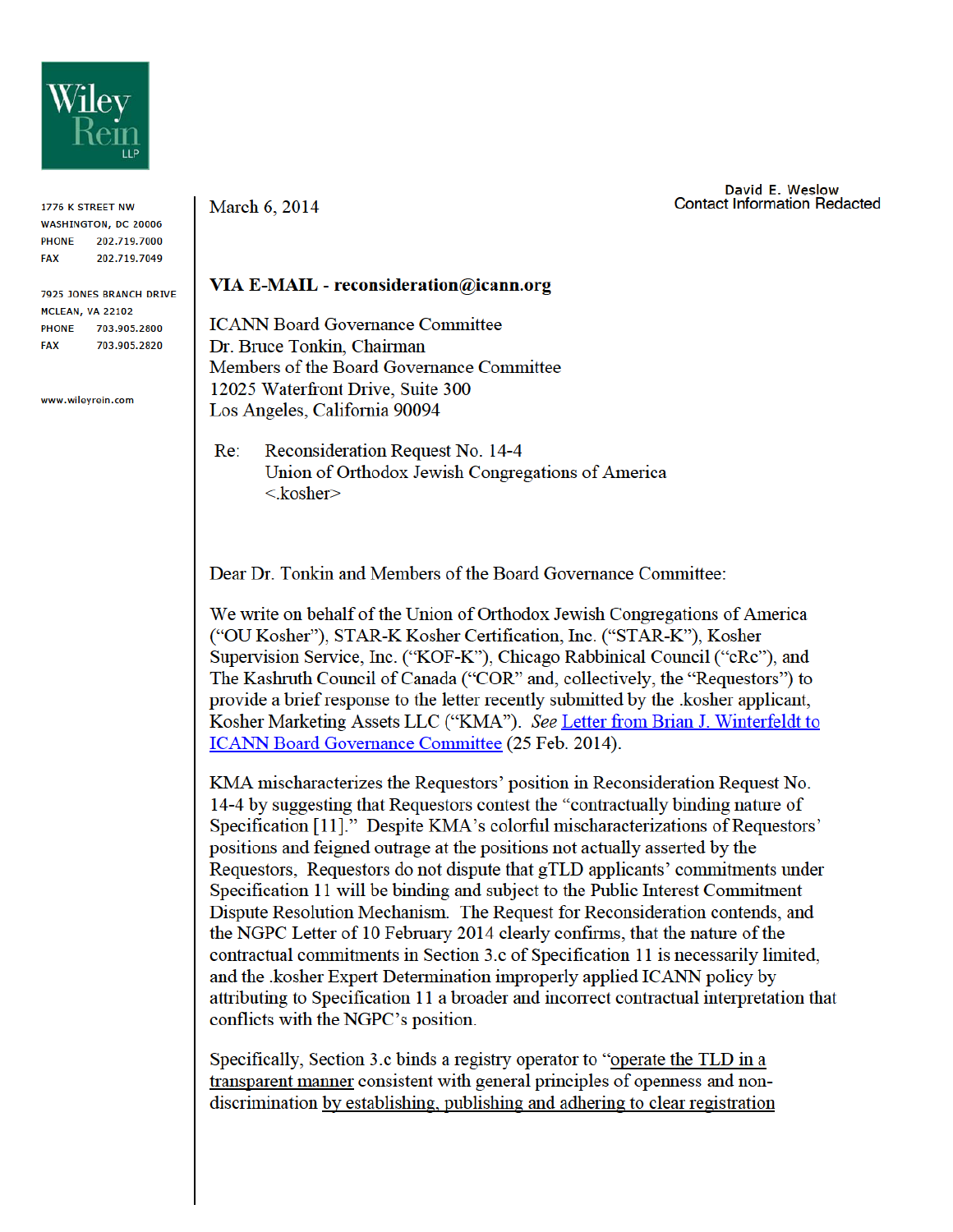Wiley Rein LLP

1776 K STREET NW
WASHINGTON, DC 20006
PHONE 202.719.7000
FAX 202.719.7049

7925 JONES BRANCH DRIVE
MCLEAN, VA 22102
PHONE 703.905.2800
FAX 703.905.2820

www.wileyrein.com

March 6, 2014

David E. Weslow
Contact Information Redacted

**VIA E-MAIL - reconsideration@icann.org**

ICANN Board Governance Committee
Dr. Bruce Tonkin, Chairman
Members of the Board Governance Committee
12025 Waterfront Drive, Suite 300
Los Angeles, California 90094

Re: Reconsideration Request No. 14-4
Union of Orthodox Jewish Congregations of America
<.kosher>

Dear Dr. Tonkin and Members of the Board Governance Committee:

We write on behalf of the Union of Orthodox Jewish Congregations of America ("OU Kosher"), STAR-K Kosher Certification, Inc. ("STAR-K"), Kosher Supervision Service, Inc. ("KOF-K"), Chicago Rabbinical Council ("cRc"), and The Kashruth Council of Canada ("COR" and, collectively, the "Requestors") to provide a brief response to the letter recently submitted by the .kosher applicant, Kosher Marketing Assets LLC ("KMA"). *See* Letter from Brian J. Winterfeldt to ICANN Board Governance Committee (25 Feb. 2014).

KMA mischaracterizes the Requestors' position in Reconsideration Request No. 14-4 by suggesting that Requestors contest the "contractually binding nature of Specification [11]." Despite KMA's colorful mischaracterizations of Requestors' positions and feigned outrage at the positions not actually asserted by the Requestors, Requestors do not dispute that gTLD applicants' commitments under Specification 11 will be binding and subject to the Public Interest Commitment Dispute Resolution Mechanism. The Request for Reconsideration contends, and the NGPC Letter of 10 February 2014 clearly confirms, that the nature of the contractual commitments in Section 3.c of Specification 11 is necessarily limited, and the .kosher Expert Determination improperly applied ICANN policy by attributing to Specification 11 a broader and incorrect contractual interpretation that conflicts with the NGPC's position.

Specifically, Section 3.c binds a registry operator to "<u>operate the TLD in a transparent manner</u> consistent with general principles of openness and non-discrimination <u>by establishing, publishing and adhering to clear registration</u>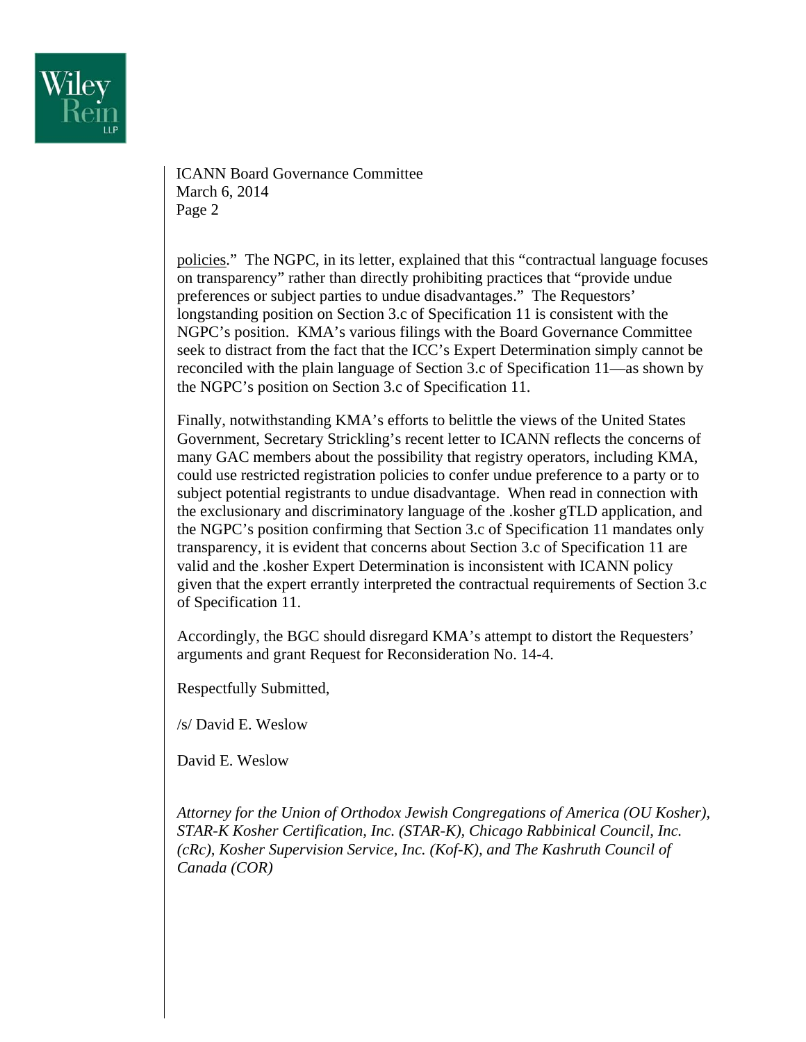policies." The NGPC, in its letter, explained that this "contractual language focuses on transparency" rather than directly prohibiting practices that "provide undue preferences or subject parties to undue disadvantages." The Requestors' longstanding position on Section 3.c of Specification 11 is consistent with the NGPC's position. KMA's various filings with the Board Governance Committee seek to distract from the fact that the ICC's Expert Determination simply cannot be reconciled with the plain language of Section 3.c of Specification 11—as shown by the NGPC's position on Section 3.c of Specification 11.

Finally, notwithstanding KMA's efforts to belittle the views of the United States Government, Secretary Strickling's recent letter to ICANN reflects the concerns of many GAC members about the possibility that registry operators, including KMA, could use restricted registration policies to confer undue preference to a party or to subject potential registrants to undue disadvantage. When read in connection with the exclusionary and discriminatory language of the .kosher gTLD application, and the NGPC's position confirming that Section 3.c of Specification 11 mandates only transparency, it is evident that concerns about Section 3.c of Specification 11 are valid and the .kosher Expert Determination is inconsistent with ICANN policy given that the expert errantly interpreted the contractual requirements of Section 3.c of Specification 11.

Accordingly, the BGC should disregard KMA's attempt to distort the Requesters' arguments and grant Request for Reconsideration No. 14-4.

Respectfully Submitted,

/s/ David E. Weslow

David E. Weslow

*Attorney for the Union of Orthodox Jewish Congregations of America (OU Kosher), STAR-K Kosher Certification, Inc. (STAR-K), Chicago Rabbinical Council, Inc. (cRc), Kosher Supervision Service, Inc. (Kof-K), and The Kashruth Council of Canada (COR)*